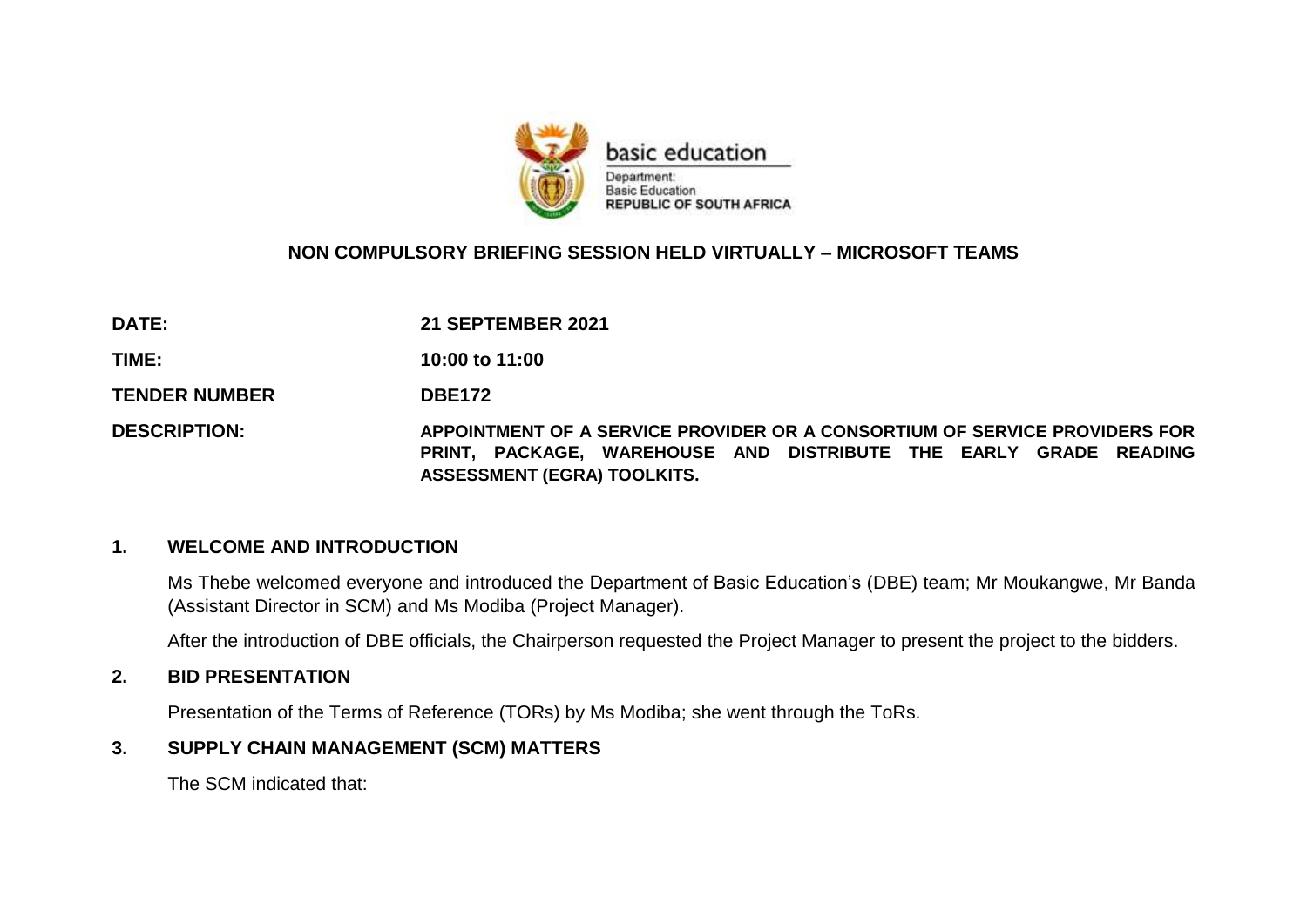basic education

Department:
Basic Education
REPUBLIC OF SOUTH AFRICA

**NON COMPULSORY BRIEFING SESSION HELD VIRTUALLY – MICROSOFT TEAMS**

| | |
|---|---|
| **DATE:** | **21 SEPTEMBER 2021** |
| **TIME:** | **10:00 to 11:00** |
| **TENDER NUMBER** | **DBE172** |
| **DESCRIPTION:** | **APPOINTMENT OF A SERVICE PROVIDER OR A CONSORTIUM OF SERVICE PROVIDERS FOR PRINT, PACKAGE, WAREHOUSE AND DISTRIBUTE THE EARLY GRADE READING ASSESSMENT (EGRA) TOOLKITS.** |

## 1. WELCOME AND INTRODUCTION

Ms Thebe welcomed everyone and introduced the Department of Basic Education's (DBE) team; Mr Moukangwe, Mr Banda (Assistant Director in SCM) and Ms Modiba (Project Manager).

After the introduction of DBE officials, the Chairperson requested the Project Manager to present the project to the bidders.

## 2. BID PRESENTATION

Presentation of the Terms of Reference (TORs) by Ms Modiba; she went through the ToRs.

## 3. SUPPLY CHAIN MANAGEMENT (SCM) MATTERS

The SCM indicated that: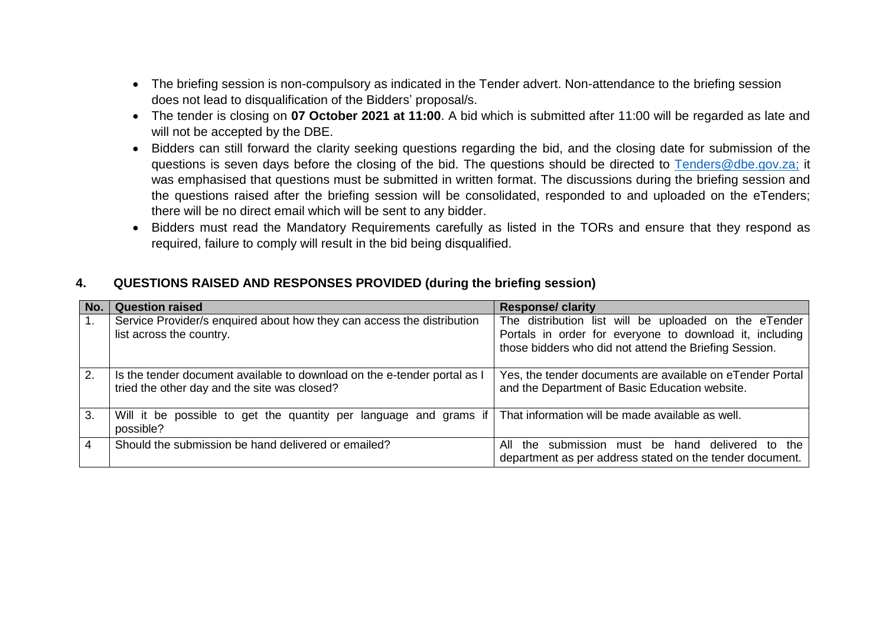- The briefing session is non-compulsory as indicated in the Tender advert. Non-attendance to the briefing session does not lead to disqualification of the Bidders' proposal/s.
- The tender is closing on **07 October 2021 at 11:00**. A bid which is submitted after 11:00 will be regarded as late and will not be accepted by the DBE.
- Bidders can still forward the clarity seeking questions regarding the bid, and the closing date for submission of the questions is seven days before the closing of the bid. The questions should be directed to Tenders@dbe.gov.za; it was emphasised that questions must be submitted in written format. The discussions during the briefing session and the questions raised after the briefing session will be consolidated, responded to and uploaded on the eTenders; there will be no direct email which will be sent to any bidder.
- Bidders must read the Mandatory Requirements carefully as listed in the TORs and ensure that they respond as required, failure to comply will result in the bid being disqualified.

## 4. QUESTIONS RAISED AND RESPONSES PROVIDED (during the briefing session)

| No. | Question raised | Response/ clarity |
|---|---|---|
| 1. | Service Provider/s enquired about how they can access the distribution list across the country. | The distribution list will be uploaded on the eTender Portals in order for everyone to download it, including those bidders who did not attend the Briefing Session. |
| 2. | Is the tender document available to download on the e-tender portal as I tried the other day and the site was closed? | Yes, the tender documents are available on eTender Portal and the Department of Basic Education website. |
| 3. | Will it be possible to get the quantity per language and grams if possible? | That information will be made available as well. |
| 4 | Should the submission be hand delivered or emailed? | All the submission must be hand delivered to the department as per address stated on the tender document. |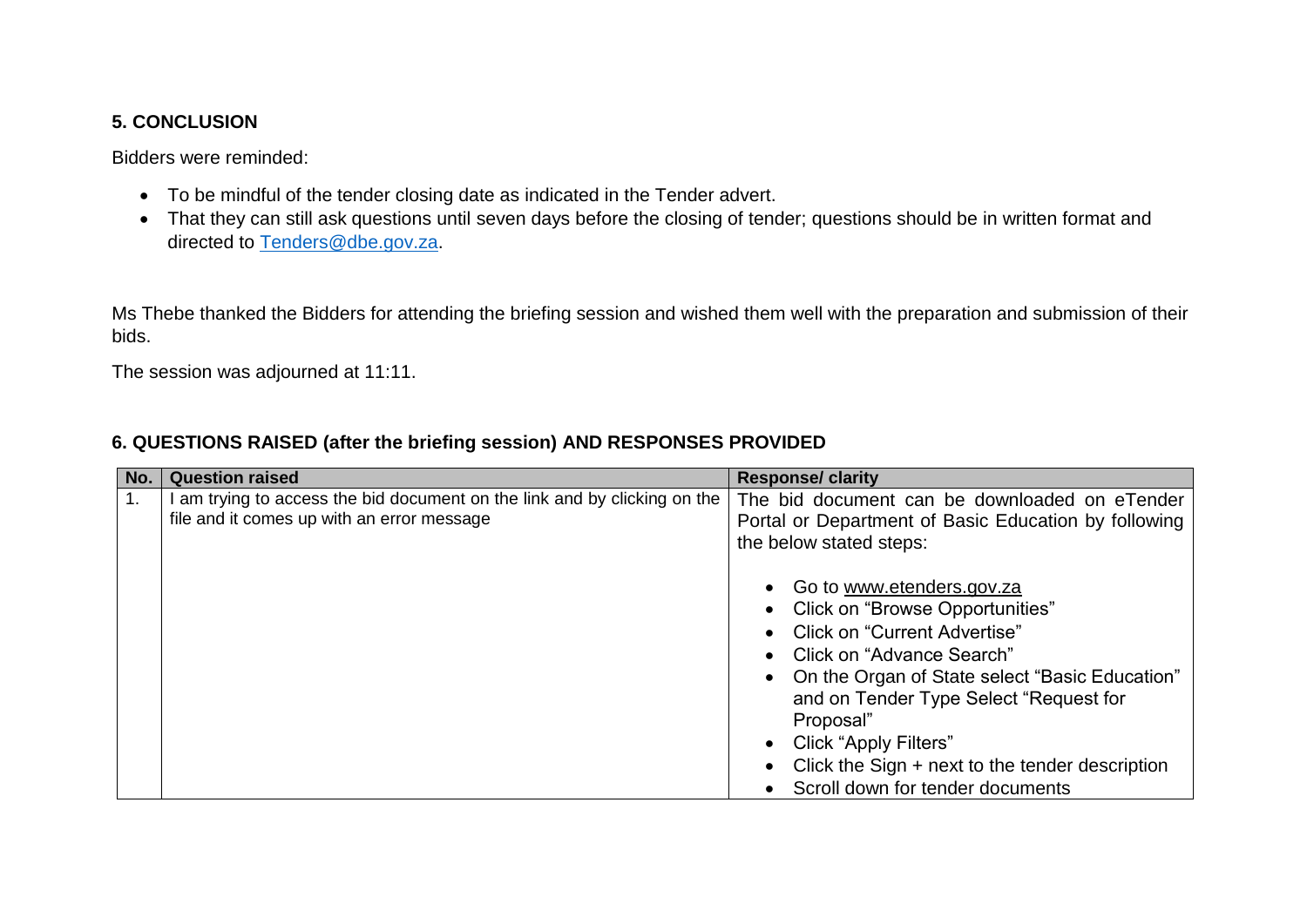## 5. CONCLUSION

Bidders were reminded:

- To be mindful of the tender closing date as indicated in the Tender advert.
- That they can still ask questions until seven days before the closing of tender; questions should be in written format and directed to Tenders@dbe.gov.za.

Ms Thebe thanked the Bidders for attending the briefing session and wished them well with the preparation and submission of their bids.

The session was adjourned at 11:11.

## 6. QUESTIONS RAISED (after the briefing session) AND RESPONSES PROVIDED

| No. | Question raised | Response/ clarity |
|---|---|---|
| 1. | I am trying to access the bid document on the link and by clicking on the file and it comes up with an error message | The bid document can be downloaded on eTender Portal or Department of Basic Education by following the below stated steps:<br><br>• Go to www.etenders.gov.za<br>• Click on "Browse Opportunities"<br>• Click on "Current Advertise"<br>• Click on "Advance Search"<br>• On the Organ of State select "Basic Education" and on Tender Type Select "Request for Proposal"<br>• Click "Apply Filters"<br>• Click the Sign + next to the tender description<br>• Scroll down for tender documents |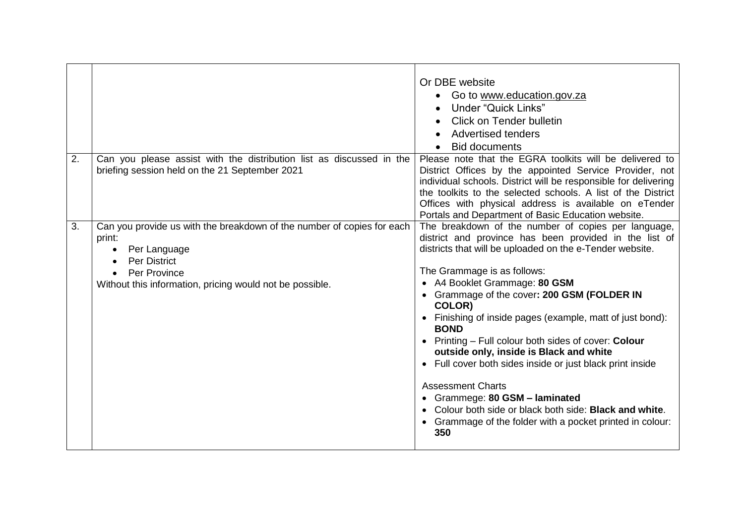| | | |
|---|---|---|
| | | Or DBE website<br>• Go to www.education.gov.za<br>• Under "Quick Links"<br>• Click on Tender bulletin<br>• Advertised tenders<br>• Bid documents |
| 2. | Can you please assist with the distribution list as discussed in the briefing session held on the 21 September 2021 | Please note that the EGRA toolkits will be delivered to District Offices by the appointed Service Provider, not individual schools. District will be responsible for delivering the toolkits to the selected schools. A list of the District Offices with physical address is available on eTender Portals and Department of Basic Education website. |
| 3. | Can you provide us with the breakdown of the number of copies for each print:<br>• Per Language<br>• Per District<br>• Per Province<br>Without this information, pricing would not be possible. | The breakdown of the number of copies per language, district and province has been provided in the list of districts that will be uploaded on the e-Tender website.<br><br>The Grammage is as follows:<br>• A4 Booklet Grammage: **80 GSM**<br>• Grammage of the cover**: 200 GSM (FOLDER IN COLOR)**<br>• Finishing of inside pages (example, matt of just bond): **BOND**<br>• Printing – Full colour both sides of cover: **Colour outside only, inside is Black and white**<br>• Full cover both sides inside or just black print inside<br><br>Assessment Charts<br>• Grammege: **80 GSM – laminated**<br>• Colour both side or black both side: **Black and white**.<br>• Grammage of the folder with a pocket printed in colour: **350** |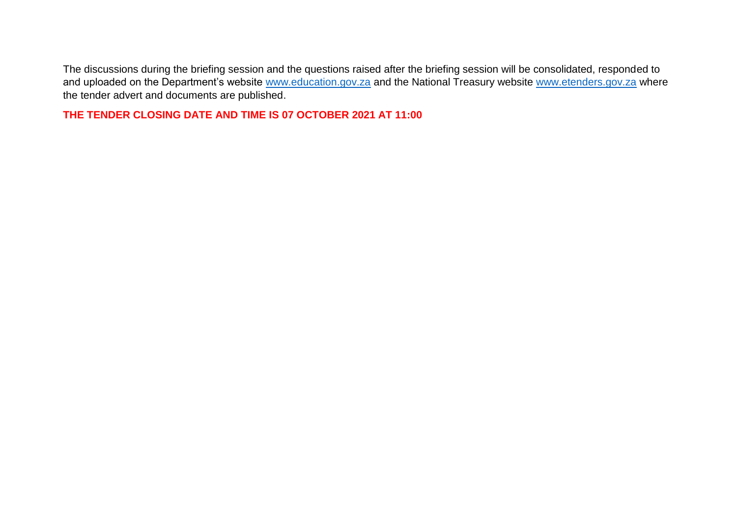The discussions during the briefing session and the questions raised after the briefing session will be consolidated, responded to and uploaded on the Department's website www.education.gov.za and the National Treasury website www.etenders.gov.za where the tender advert and documents are published.

**THE TENDER CLOSING DATE AND TIME IS 07 OCTOBER 2021 AT 11:00**